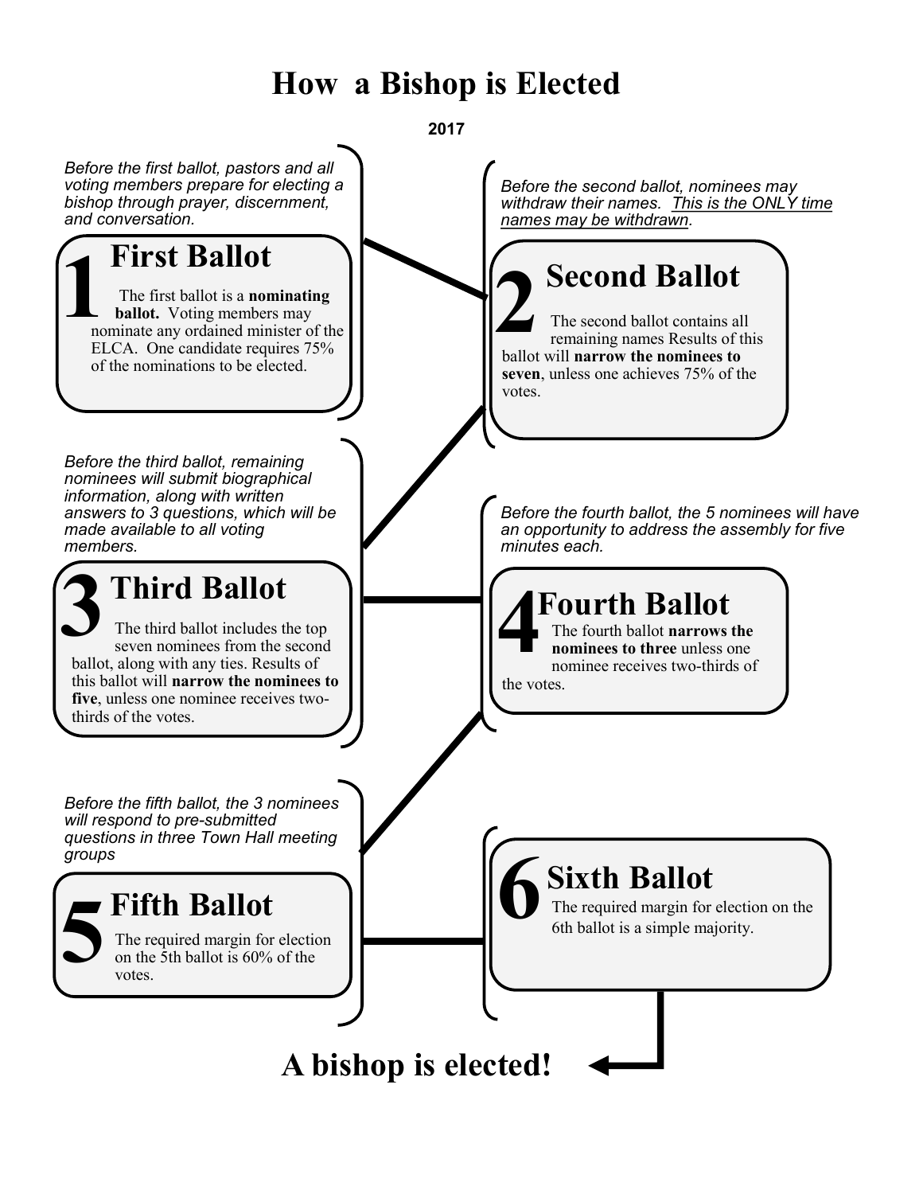# How a Bishop is Elected

**2017**

*Before the first ballot, pastors and all voting members prepare for electing a bishop through prayer, discernment, and conversation.*

## 1 First Ballot

The first ballot is a **nominating ballot.** Voting members may nominate any ordained minister of the ELCA. One candidate requires 75% of the nominations to be elected.

*Before the second ballot, nominees may withdraw their names. This is the ONLY time names may be withdrawn.*

## 2 Second Ballot

The second ballot contains all remaining names Results of this ballot will **narrow the nominees to seven**, unless one achieves 75% of the votes.

*Before the third ballot, remaining nominees will submit biographical information, along with written answers to 3 questions, which will be made available to all voting members.*

## 3 Third Ballot

The third ballot includes the top seven nominees from the second ballot, along with any ties. Results of this ballot will **narrow the nominees to five**, unless one nominee receives two-thirds of the votes.

*Before the fourth ballot, the 5 nominees will have an opportunity to address the assembly for five minutes each.*

## 4 Fourth Ballot

The fourth ballot **narrows the nominees to three** unless one nominee receives two-thirds of the votes.

*Before the fifth ballot, the 3 nominees will respond to pre-submitted questions in three Town Hall meeting groups*

## 5 Fifth Ballot

The required margin for election on the 5th ballot is 60% of the votes.

## 6 Sixth Ballot

The required margin for election on the 6th ballot is a simple majority.

# A bishop is elected!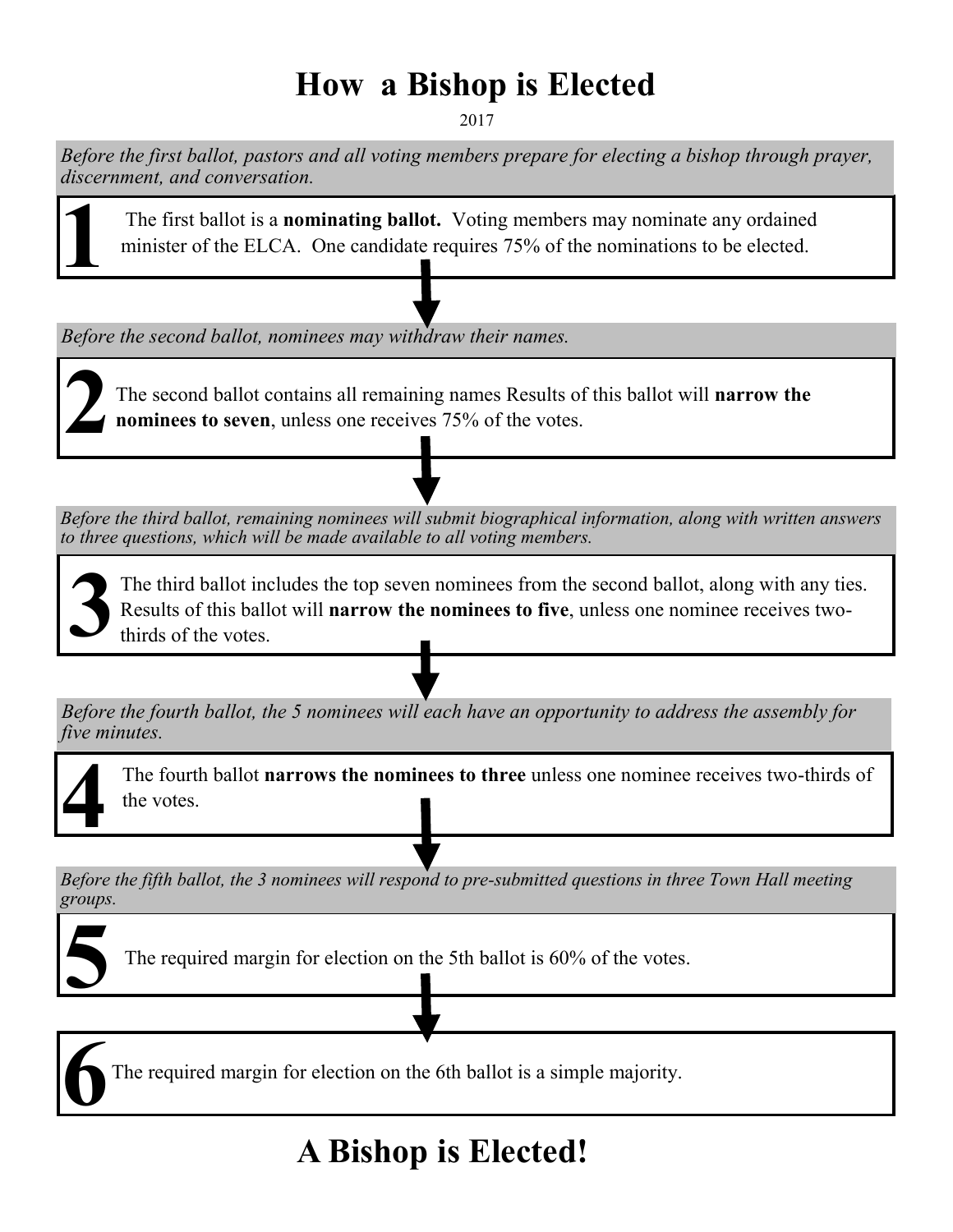# How a Bishop is Elected

2017

*Before the first ballot, pastors and all voting members prepare for electing a bishop through prayer, discernment, and conversation.*

**1** The first ballot is a **nominating ballot.** Voting members may nominate any ordained minister of the ELCA. One candidate requires 75% of the nominations to be elected.

*Before the second ballot, nominees may withdraw their names.*

**2** The second ballot contains all remaining names Results of this ballot will **narrow the nominees to seven**, unless one receives 75% of the votes.

*Before the third ballot, remaining nominees will submit biographical information, along with written answers to three questions, which will be made available to all voting members.*

**3** The third ballot includes the top seven nominees from the second ballot, along with any ties. Results of this ballot will **narrow the nominees to five**, unless one nominee receives two-thirds of the votes.

*Before the fourth ballot, the 5 nominees will each have an opportunity to address the assembly for five minutes.*

**4** The fourth ballot **narrows the nominees to three** unless one nominee receives two-thirds of the votes.

*Before the fifth ballot, the 3 nominees will respond to pre-submitted questions in three Town Hall meeting groups.*

**5** The required margin for election on the 5th ballot is 60% of the votes.

**6** The required margin for election on the 6th ballot is a simple majority.

## A Bishop is Elected!